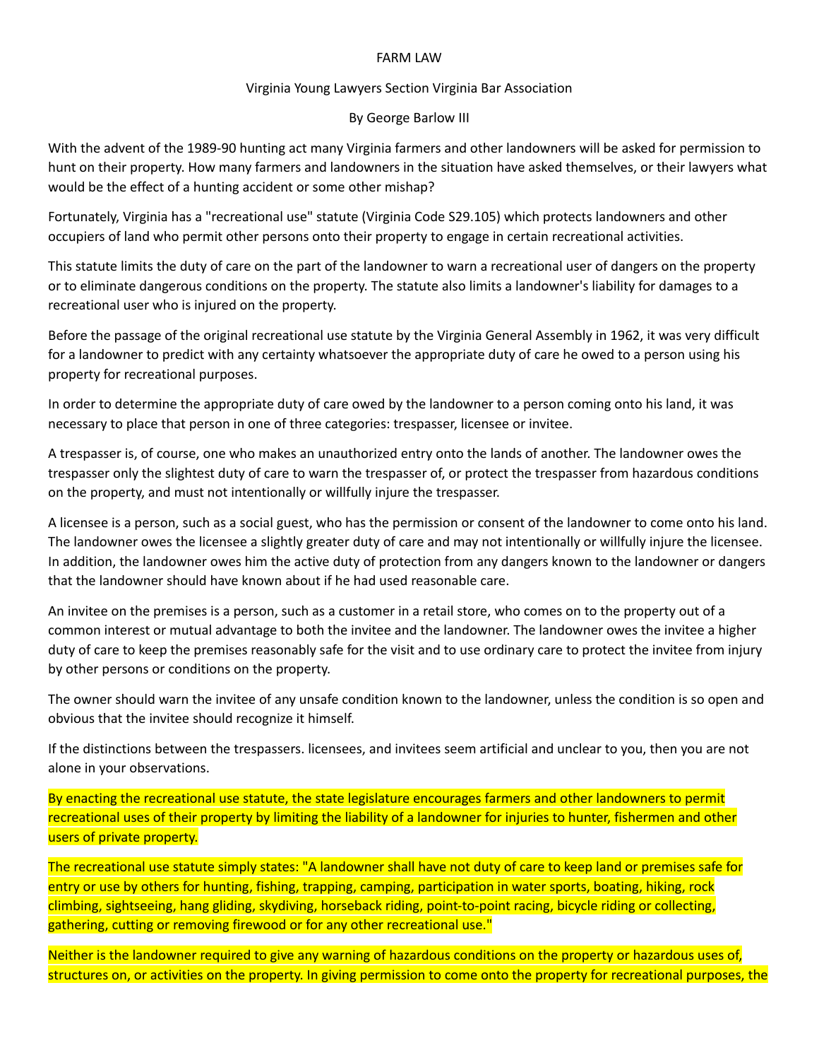# FARM LAW

Virginia Young Lawyers Section Virginia Bar Association

By George Barlow III

With the advent of the 1989-90 hunting act many Virginia farmers and other landowners will be asked for permission to hunt on their property. How many farmers and landowners in the situation have asked themselves, or their lawyers what would be the effect of a hunting accident or some other mishap?

Fortunately, Virginia has a "recreational use" statute (Virginia Code S29.105) which protects landowners and other occupiers of land who permit other persons onto their property to engage in certain recreational activities.

This statute limits the duty of care on the part of the landowner to warn a recreational user of dangers on the property or to eliminate dangerous conditions on the property. The statute also limits a landowner's liability for damages to a recreational user who is injured on the property.

Before the passage of the original recreational use statute by the Virginia General Assembly in 1962, it was very difficult for a landowner to predict with any certainty whatsoever the appropriate duty of care he owed to a person using his property for recreational purposes.

In order to determine the appropriate duty of care owed by the landowner to a person coming onto his land, it was necessary to place that person in one of three categories: trespasser, licensee or invitee.

A trespasser is, of course, one who makes an unauthorized entry onto the lands of another. The landowner owes the trespasser only the slightest duty of care to warn the trespasser of, or protect the trespasser from hazardous conditions on the property, and must not intentionally or willfully injure the trespasser.

A licensee is a person, such as a social guest, who has the permission or consent of the landowner to come onto his land. The landowner owes the licensee a slightly greater duty of care and may not intentionally or willfully injure the licensee. In addition, the landowner owes him the active duty of protection from any dangers known to the landowner or dangers that the landowner should have known about if he had used reasonable care.

An invitee on the premises is a person, such as a customer in a retail store, who comes on to the property out of a common interest or mutual advantage to both the invitee and the landowner. The landowner owes the invitee a higher duty of care to keep the premises reasonably safe for the visit and to use ordinary care to protect the invitee from injury by other persons or conditions on the property.

The owner should warn the invitee of any unsafe condition known to the landowner, unless the condition is so open and obvious that the invitee should recognize it himself.

If the distinctions between the trespassers. licensees, and invitees seem artificial and unclear to you, then you are not alone in your observations.

By enacting the recreational use statute, the state legislature encourages farmers and other landowners to permit recreational uses of their property by limiting the liability of a landowner for injuries to hunter, fishermen and other users of private property.

The recreational use statute simply states: "A landowner shall have not duty of care to keep land or premises safe for entry or use by others for hunting, fishing, trapping, camping, participation in water sports, boating, hiking, rock climbing, sightseeing, hang gliding, skydiving, horseback riding, point-to-point racing, bicycle riding or collecting, gathering, cutting or removing firewood or for any other recreational use."

Neither is the landowner required to give any warning of hazardous conditions on the property or hazardous uses of, structures on, or activities on the property. In giving permission to come onto the property for recreational purposes, the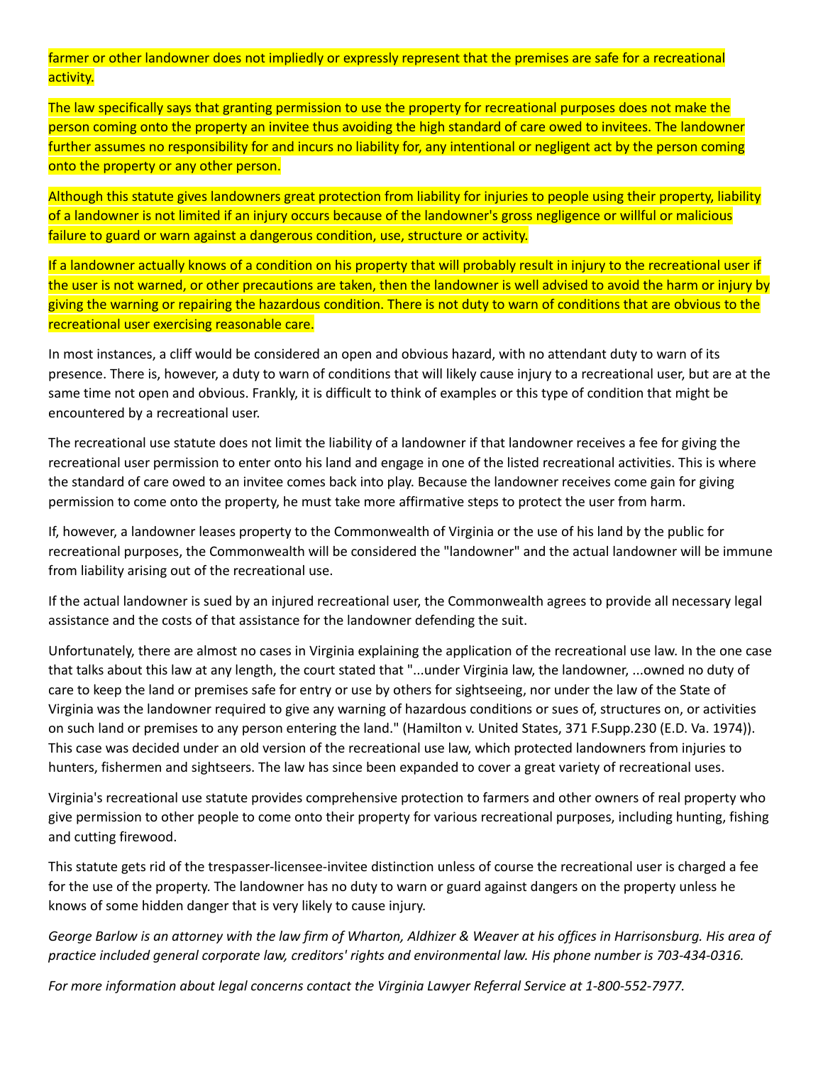farmer or other landowner does not impliedly or expressly represent that the premises are safe for a recreational activity.

The law specifically says that granting permission to use the property for recreational purposes does not make the person coming onto the property an invitee thus avoiding the high standard of care owed to invitees. The landowner further assumes no responsibility for and incurs no liability for, any intentional or negligent act by the person coming onto the property or any other person.

Although this statute gives landowners great protection from liability for injuries to people using their property, liability of a landowner is not limited if an injury occurs because of the landowner's gross negligence or willful or malicious failure to guard or warn against a dangerous condition, use, structure or activity.

If a landowner actually knows of a condition on his property that will probably result in injury to the recreational user if the user is not warned, or other precautions are taken, then the landowner is well advised to avoid the harm or injury by giving the warning or repairing the hazardous condition. There is not duty to warn of conditions that are obvious to the recreational user exercising reasonable care.

In most instances, a cliff would be considered an open and obvious hazard, with no attendant duty to warn of its presence. There is, however, a duty to warn of conditions that will likely cause injury to a recreational user, but are at the same time not open and obvious. Frankly, it is difficult to think of examples or this type of condition that might be encountered by a recreational user.

The recreational use statute does not limit the liability of a landowner if that landowner receives a fee for giving the recreational user permission to enter onto his land and engage in one of the listed recreational activities. This is where the standard of care owed to an invitee comes back into play. Because the landowner receives come gain for giving permission to come onto the property, he must take more affirmative steps to protect the user from harm.

If, however, a landowner leases property to the Commonwealth of Virginia or the use of his land by the public for recreational purposes, the Commonwealth will be considered the "landowner" and the actual landowner will be immune from liability arising out of the recreational use.

If the actual landowner is sued by an injured recreational user, the Commonwealth agrees to provide all necessary legal assistance and the costs of that assistance for the landowner defending the suit.

Unfortunately, there are almost no cases in Virginia explaining the application of the recreational use law. In the one case that talks about this law at any length, the court stated that "...under Virginia law, the landowner, ...owned no duty of care to keep the land or premises safe for entry or use by others for sightseeing, nor under the law of the State of Virginia was the landowner required to give any warning of hazardous conditions or sues of, structures on, or activities on such land or premises to any person entering the land." (Hamilton v. United States, 371 F.Supp.230 (E.D. Va. 1974)). This case was decided under an old version of the recreational use law, which protected landowners from injuries to hunters, fishermen and sightseers. The law has since been expanded to cover a great variety of recreational uses.

Virginia's recreational use statute provides comprehensive protection to farmers and other owners of real property who give permission to other people to come onto their property for various recreational purposes, including hunting, fishing and cutting firewood.

This statute gets rid of the trespasser-licensee-invitee distinction unless of course the recreational user is charged a fee for the use of the property. The landowner has no duty to warn or guard against dangers on the property unless he knows of some hidden danger that is very likely to cause injury.

*George Barlow is an attorney with the law firm of Wharton, Aldhizer & Weaver at his offices in Harrisonsburg. His area of practice included general corporate law, creditors' rights and environmental law. His phone number is 703-434-0316.*

*For more information about legal concerns contact the Virginia Lawyer Referral Service at 1-800-552-7977.*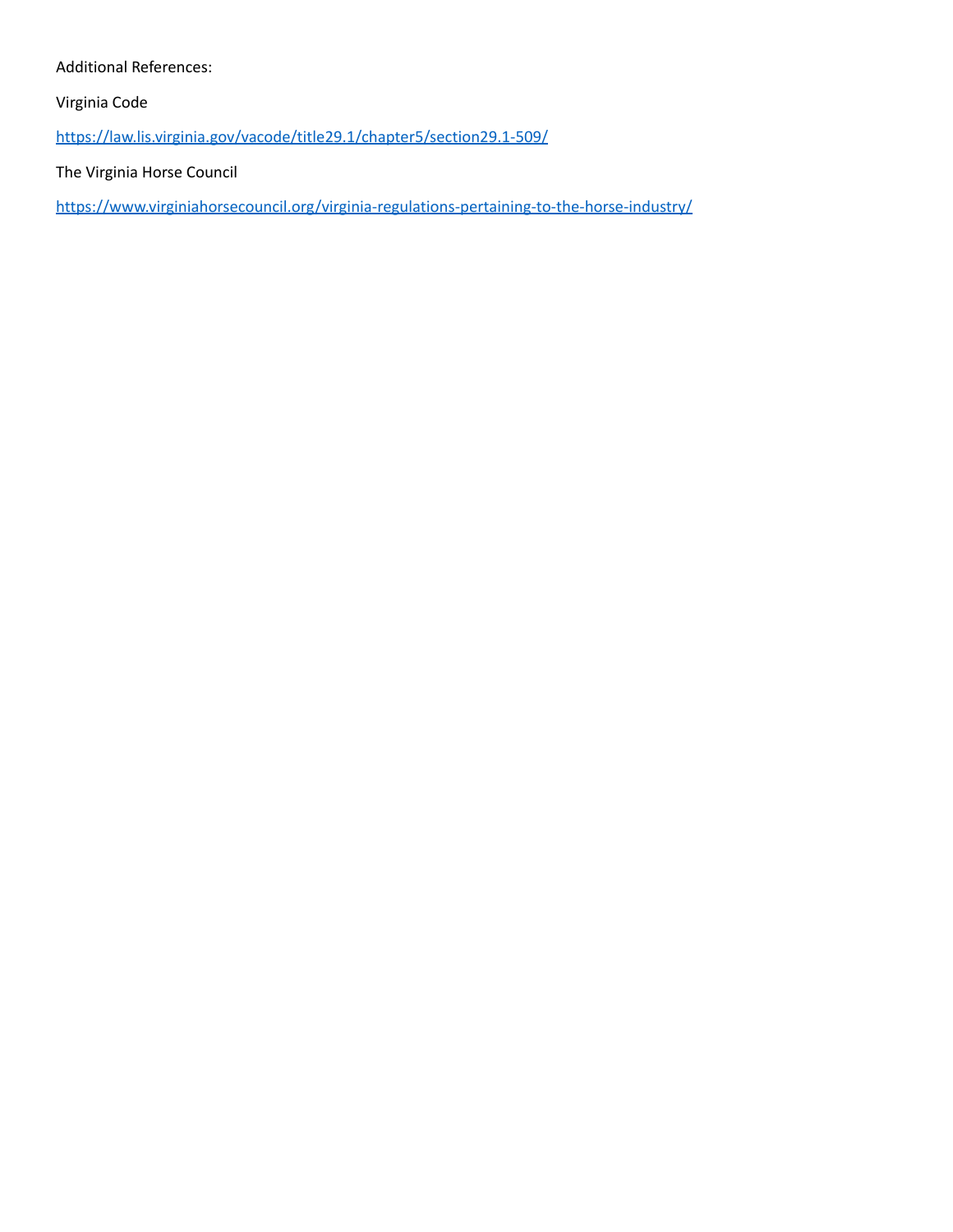Additional References:

Virginia Code

https://law.lis.virginia.gov/vacode/title29.1/chapter5/section29.1-509/

The Virginia Horse Council

https://www.virginiahorsecouncil.org/virginia-regulations-pertaining-to-the-horse-industry/